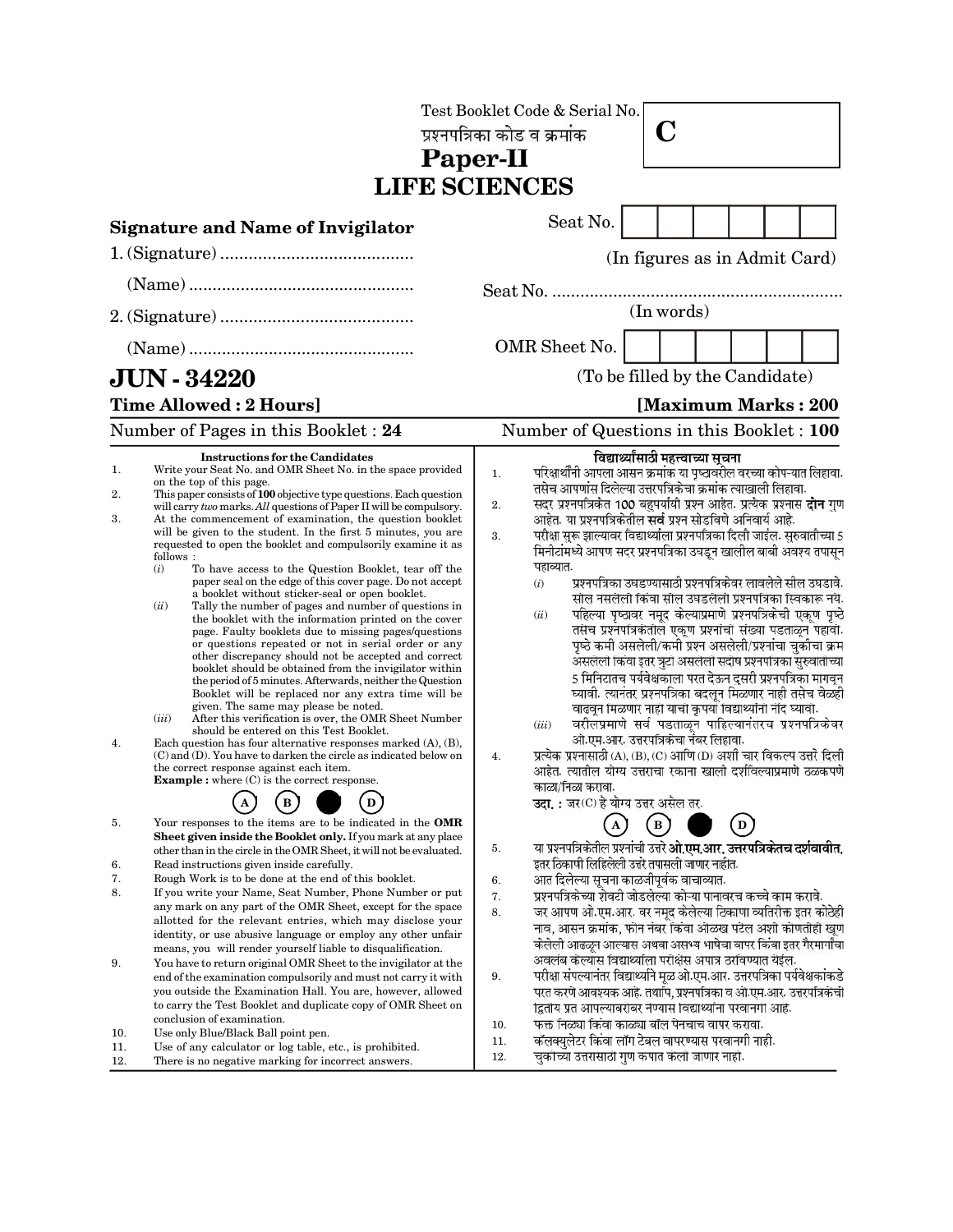Test Booklet Code & Serial No.
प्रश्नपत्रिका कोड व क्रमांक

**C**

# Paper-II
# LIFE SCIENCES

**Signature and Name of Invigilator**

1. (Signature) .........................................

 (Name) ................................................

2. (Signature) .........................................

 (Name) ................................................

Seat No. (In figures as in Admit Card)

Seat No. ..............................................................
(In words)

OMR Sheet No.
(To be filled by the Candidate)

# JUN - 34220

**Time Allowed : 2 Hours]** **[Maximum Marks : 200**

Number of Pages in this Booklet : 24 Number of Questions in this Booklet : 100

**Instructions for the Candidates**

1. Write your Seat No. and OMR Sheet No. in the space provided on the top of this page.
2. This paper consists of **100** objective type questions. Each question will carry *two* marks. *All* questions of Paper II will be compulsory.
3. At the commencement of examination, the question booklet will be given to the student. In the first 5 minutes, you are requested to open the booklet and compulsorily examine it as follows :
   (*i*) To have access to the Question Booklet, tear off the paper seal on the edge of this cover page. Do not accept a booklet without sticker-seal or open booklet.
   (*ii*) Tally the number of pages and number of questions in the booklet with the information printed on the cover page. Faulty booklets due to missing pages/questions or questions repeated or not in serial order or any other discrepancy should not be accepted and correct booklet should be obtained from the invigilator within the period of 5 minutes. Afterwards, neither the Question Booklet will be replaced nor any extra time will be given. The same may please be noted.
   (*iii*) After this verification is over, the OMR Sheet Number should be entered on this Test Booklet.
4. Each question has four alternative responses marked (A), (B), (C) and (D). You have to darken the circle as indicated below on the correct response against each item.
   **Example :** where (C) is the correct response.
   (A) (B) ● (D)
5. Your responses to the items are to be indicated in the **OMR Sheet given inside the Booklet only.** If you mark at any place other than in the circle in the OMR Sheet, it will not be evaluated.
6. Read instructions given inside carefully.
7. Rough Work is to be done at the end of this booklet.
8. If you write your Name, Seat Number, Phone Number or put any mark on any part of the OMR Sheet, except for the space allotted for the relevant entries, which may disclose your identity, or use abusive language or employ any other unfair means, you will render yourself liable to disqualification.
9. You have to return original OMR Sheet to the invigilator at the end of the examination compulsorily and must not carry it with you outside the Examination Hall. You are, however, allowed to carry the Test Booklet and duplicate copy of OMR Sheet on conclusion of examination.
10. Use only Blue/Black Ball point pen.
11. Use of any calculator or log table, etc., is prohibited.
12. There is no negative marking for incorrect answers.

**विद्यार्थ्यांसाठी महत्त्वाच्या सूचना**

1. परिक्षार्थींनी आपला आसन क्रमांक या पृष्ठावरील वरच्या कोपऱ्यात लिहावा. तसेच आपणांस दिलेल्या उत्तरपत्रिकेचा क्रमांक त्याखाली लिहावा.
2. सदर प्रश्नपत्रिकेत 100 बहुपर्यायी प्रश्न आहेत. प्रत्येक प्रश्नास **दोन** गुण आहेत. या प्रश्नपत्रिकेतील **सर्व** प्रश्न सोडविणे अनिवार्य आहे.
3. परीक्षा सुरू झाल्यावर विद्यार्थ्याला प्रश्नपत्रिका दिली जाईल. सुरुवातीच्या 5 मिनीटांमध्ये आपण सदर प्रश्नपत्रिका उघडून खालील बाबी अवश्य तपासून पहाव्यात.
   (*i*) प्रश्नपत्रिका उघडण्यासाठी प्रश्नपत्रिकेवर लावलेले सील उघडावे. सील नसलेली किंवा सील उघडलेली प्रश्नपत्रिका स्विकारू नये.
   (*ii*) पहिल्या पृष्ठावर नमूद केल्याप्रमाणे प्रश्नपत्रिकेची एकूण पृष्ठे तसेच प्रश्नपत्रिकेतील एकूण प्रश्नांची संख्या पडताळून पहावी. पृष्ठे कमी असलेली/कमी प्रश्न असलेली/प्रश्नांचा चुकीचा क्रम असलेली किंवा इतर त्रुटी असलेली सदोष प्रश्नपत्रिका सुरुवातीच्या 5 मिनिटातच पर्यवेक्षकाला परत देऊन दुसरी प्रश्नपत्रिका मागवून घ्यावी. त्यानंतर प्रश्नपत्रिका बदलून मिळणार नाही तसेच वेळही वाढवून मिळणार नाही याची कृपया विद्यार्थ्यांनी नोंद घ्यावी.
   (*iii*) वरीलप्रमाणे सर्व पडताळून पाहिल्यानंतरच प्रश्नपत्रिकेवर ओ.एम.आर. उत्तरपत्रिकेचा नंबर लिहावा.
4. प्रत्येक प्रश्नासाठी (A), (B), (C) आणि (D) अशी चार विकल्प उत्तरे दिली आहेत. त्यातील योग्य उत्तराचा रकाना खाली दर्शविल्याप्रमाणे ठळकपणे काळा/निळा करावा.
   **उदा. :** जर (C) हे योग्य उत्तर असेल तर.
   (A) (B) ● (D)
5. या प्रश्नपत्रिकेतील प्रश्नांची उत्तरे **ओ.एम.आर. उत्तरपत्रिकेतच दर्शवावीत.** इतर ठिकाणी लिहिलेली उत्तरे तपासली जाणार नाहीत.
6. आत दिलेल्या सूचना काळजीपूर्वक वाचाव्यात.
7. प्रश्नपत्रिकेच्या शेवटी जोडलेल्या कोऱ्या पानावरच कच्चे काम करावे.
8. जर आपण ओ.एम.आर. वर नमूद केलेल्या ठिकाणा व्यतिरिक्त इतर कोठेही नाव, आसन क्रमांक, फोन नंबर किंवा ओळख पटेल अशी कोणतीही खूण केलेली आढळून आल्यास अथवा असभ्य भाषेचा वापर किंवा इतर गैरमार्गांचा अवलंब केल्यास विद्यार्थ्याला परीक्षेस अपात्र ठरविण्यात येईल.
9. परीक्षा संपल्यानंतर विद्यार्थ्याने मूळ ओ.एम.आर. उत्तरपत्रिका पर्यवेक्षकांकडे परत करणे आवश्यक आहे. तथापि, प्रश्नपत्रिका व ओ.एम.आर. उत्तरपत्रिकेची द्वितीय प्रत आपल्याबरोबर नेण्यास विद्यार्थ्यांना परवानगी आहे.
10. फक्त निळ्या किंवा काळ्या बॉल पेनचाच वापर करावा.
11. कॅलक्युलेटर किंवा लॉग टेबल वापरण्यास परवानगी नाही.
12. चुकीच्या उत्तरासाठी गुण कपात केले जाणार नाहीत.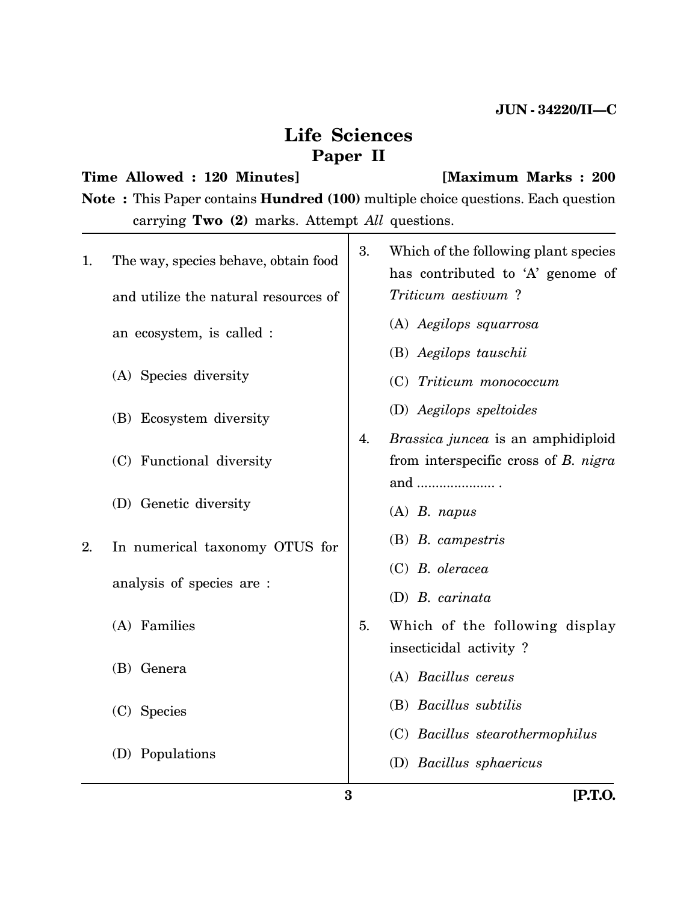JUN - 34220/II—C

# Life Sciences
## Paper II

**Time Allowed : 120 Minutes]** **[Maximum Marks : 200**

**Note :** This Paper contains **Hundred (100)** multiple choice questions. Each question carrying **Two (2)** marks. Attempt *All* questions.

1. The way, species behave, obtain food and utilize the natural resources of an ecosystem, is called :

   (A) Species diversity

   (B) Ecosystem diversity

   (C) Functional diversity

   (D) Genetic diversity

2. In numerical taxonomy OTUS for analysis of species are :

   (A) Families

   (B) Genera

   (C) Species

   (D) Populations

3. Which of the following plant species has contributed to 'A' genome of *Triticum aestivum* ?

   (A) *Aegilops squarrosa*

   (B) *Aegilops tauschii*

   (C) *Triticum monococcum*

   (D) *Aegilops speltoides*

4. *Brassica juncea* is an amphidiploid from interspecific cross of *B. nigra* and ..................... .

   (A) *B. napus*

   (B) *B. campestris*

   (C) *B. oleracea*

   (D) *B. carinata*

5. Which of the following display insecticidal activity ?

   (A) *Bacillus cereus*

   (B) *Bacillus subtilis*

   (C) *Bacillus stearothermophilus*

   (D) *Bacillus sphaericus*

[P.T.O.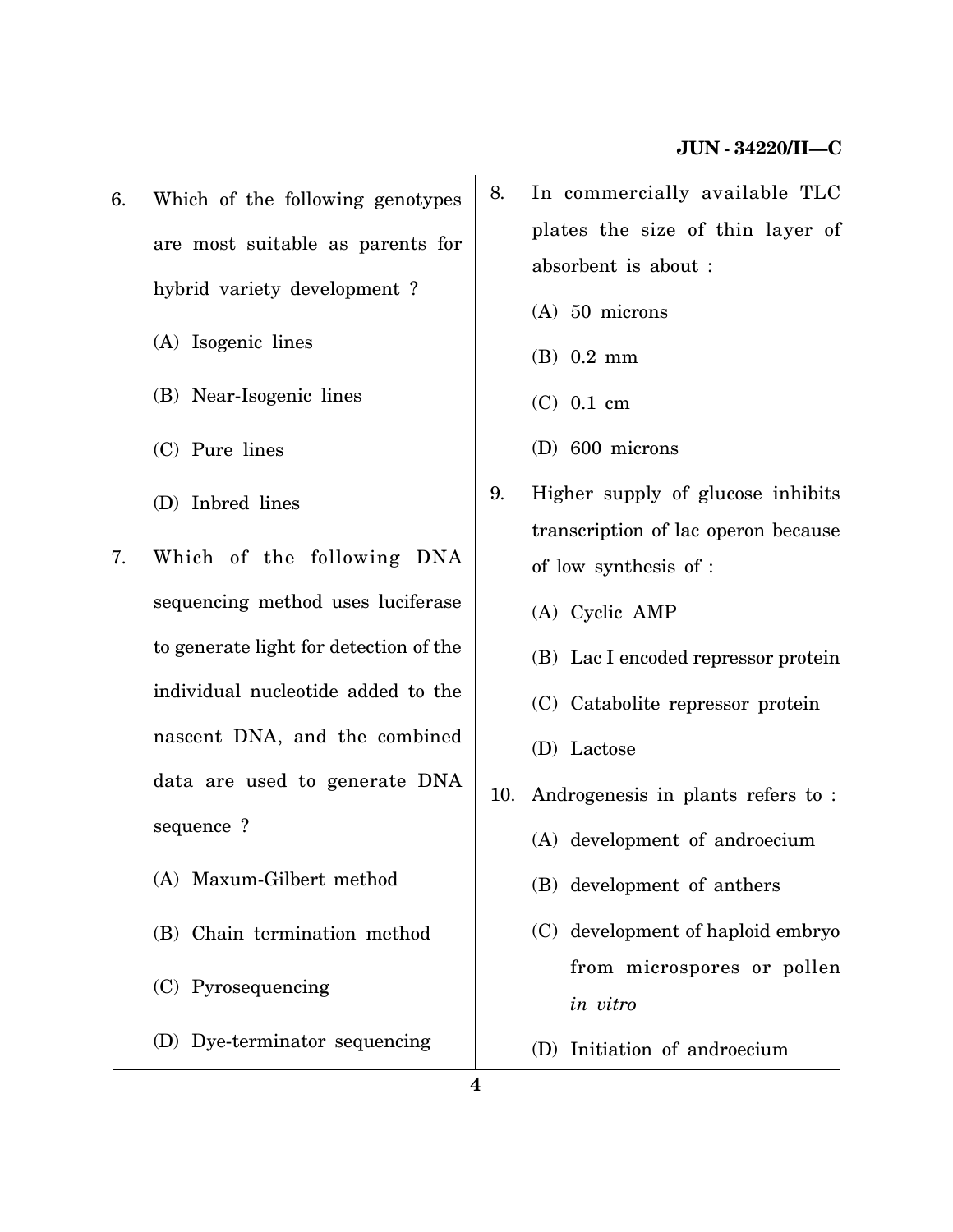6. Which of the following genotypes are most suitable as parents for hybrid variety development ?

   (A) Isogenic lines

   (B) Near-Isogenic lines

   (C) Pure lines

   (D) Inbred lines

7. Which of the following DNA sequencing method uses luciferase to generate light for detection of the individual nucleotide added to the nascent DNA, and the combined data are used to generate DNA sequence ?

   (A) Maxum-Gilbert method

   (B) Chain termination method

   (C) Pyrosequencing

   (D) Dye-terminator sequencing

8. In commercially available TLC plates the size of thin layer of absorbent is about :

   (A) 50 microns

   (B) 0.2 mm

   (C) 0.1 cm

   (D) 600 microns

9. Higher supply of glucose inhibits transcription of lac operon because of low synthesis of :

   (A) Cyclic AMP

   (B) Lac I encoded repressor protein

   (C) Catabolite repressor protein

   (D) Lactose

10. Androgenesis in plants refers to :

    (A) development of androecium

    (B) development of anthers

    (C) development of haploid embryo from microspores or pollen *in vitro*

    (D) Initiation of androecium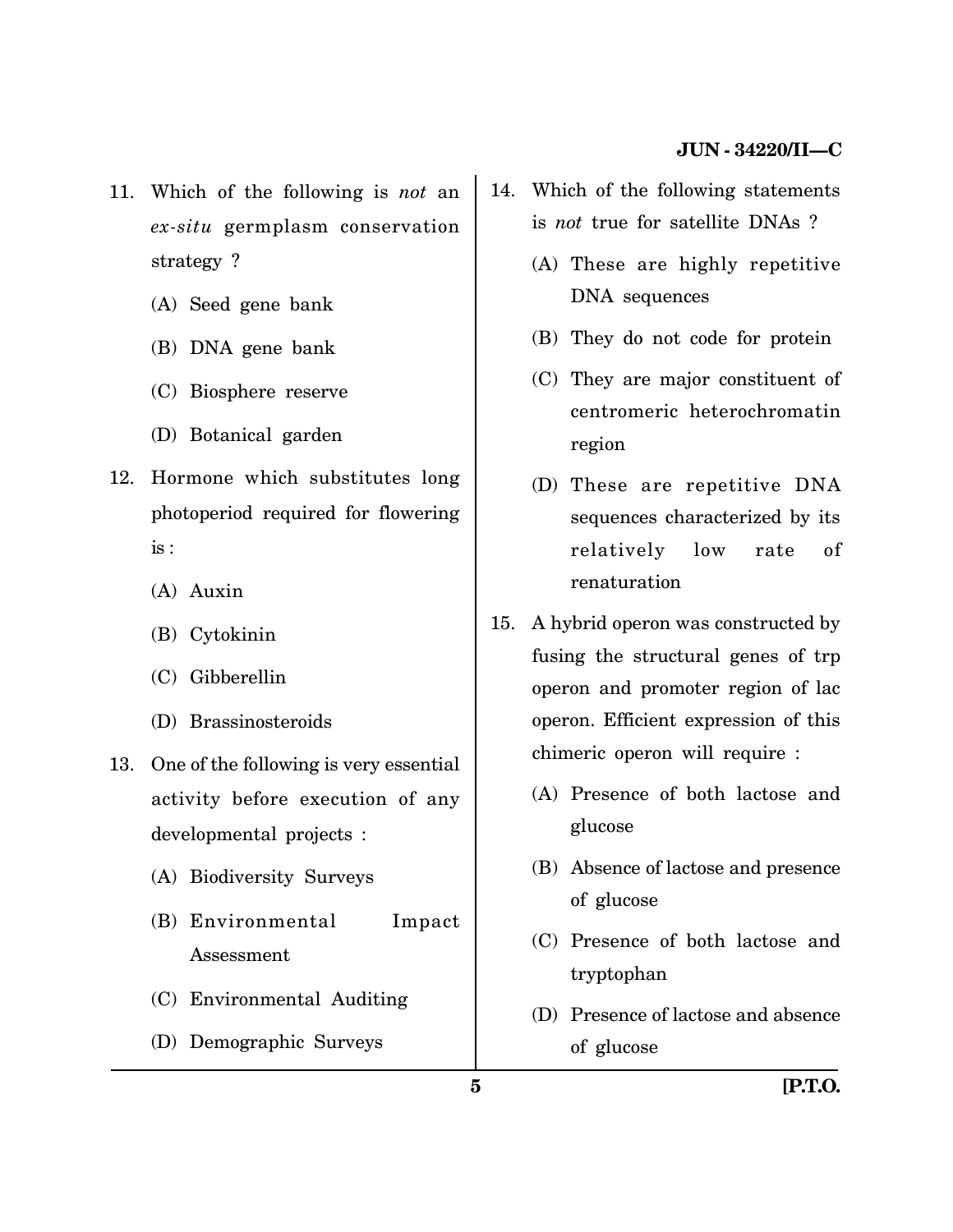11. Which of the following is *not* an *ex-situ* germplasm conservation strategy ?

    (A) Seed gene bank

    (B) DNA gene bank

    (C) Biosphere reserve

    (D) Botanical garden

12. Hormone which substitutes long photoperiod required for flowering is :

    (A) Auxin

    (B) Cytokinin

    (C) Gibberellin

    (D) Brassinosteroids

13. One of the following is very essential activity before execution of any developmental projects :

    (A) Biodiversity Surveys

    (B) Environmental Impact Assessment

    (C) Environmental Auditing

    (D) Demographic Surveys

14. Which of the following statements is *not* true for satellite DNAs ?

    (A) These are highly repetitive DNA sequences

    (B) They do not code for protein

    (C) They are major constituent of centromeric heterochromatin region

    (D) These are repetitive DNA sequences characterized by its relatively low rate of renaturation

15. A hybrid operon was constructed by fusing the structural genes of trp operon and promoter region of lac operon. Efficient expression of this chimeric operon will require :

    (A) Presence of both lactose and glucose

    (B) Absence of lactose and presence of glucose

    (C) Presence of both lactose and tryptophan

    (D) Presence of lactose and absence of glucose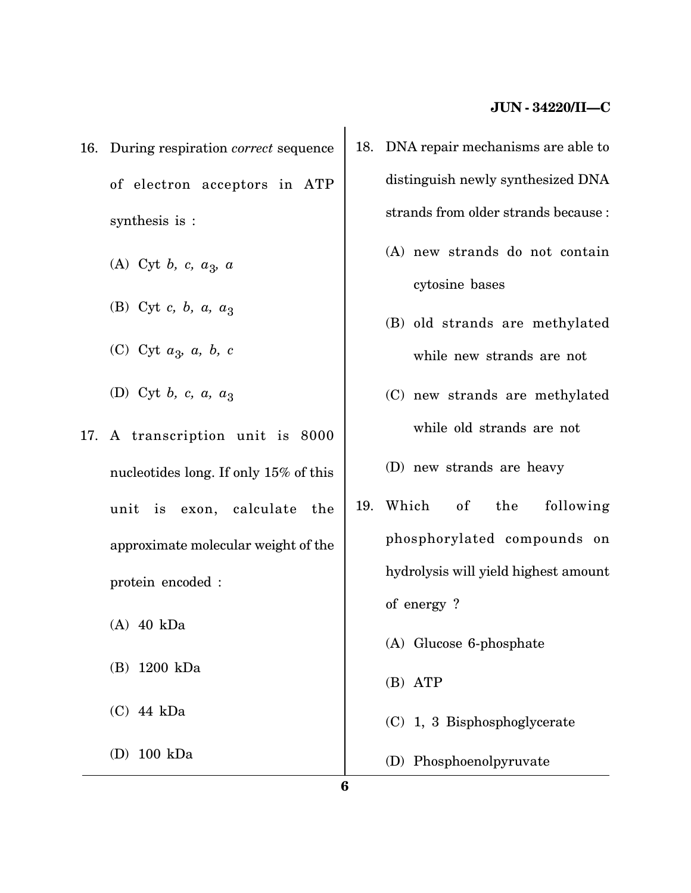16. During respiration *correct* sequence of electron acceptors in ATP synthesis is :

    (A) Cyt $b$, $c$, $a_3$, $a$

    (B) Cyt $c$, $b$, $a$, $a_3$

    (C) Cyt $a_3$, $a$, $b$, $c$

    (D) Cyt $b$, $c$, $a$, $a_3$

17. A transcription unit is 8000 nucleotides long. If only 15% of this unit is exon, calculate the approximate molecular weight of the protein encoded :

    (A) 40 kDa

    (B) 1200 kDa

    (C) 44 kDa

    (D) 100 kDa

18. DNA repair mechanisms are able to distinguish newly synthesized DNA strands from older strands because :

    (A) new strands do not contain cytosine bases

    (B) old strands are methylated while new strands are not

    (C) new strands are methylated while old strands are not

    (D) new strands are heavy

19. Which of the following phosphorylated compounds on hydrolysis will yield highest amount of energy ?

    (A) Glucose 6-phosphate

    (B) ATP

    (C) 1, 3 Bisphosphoglycerate

    (D) Phosphoenolpyruvate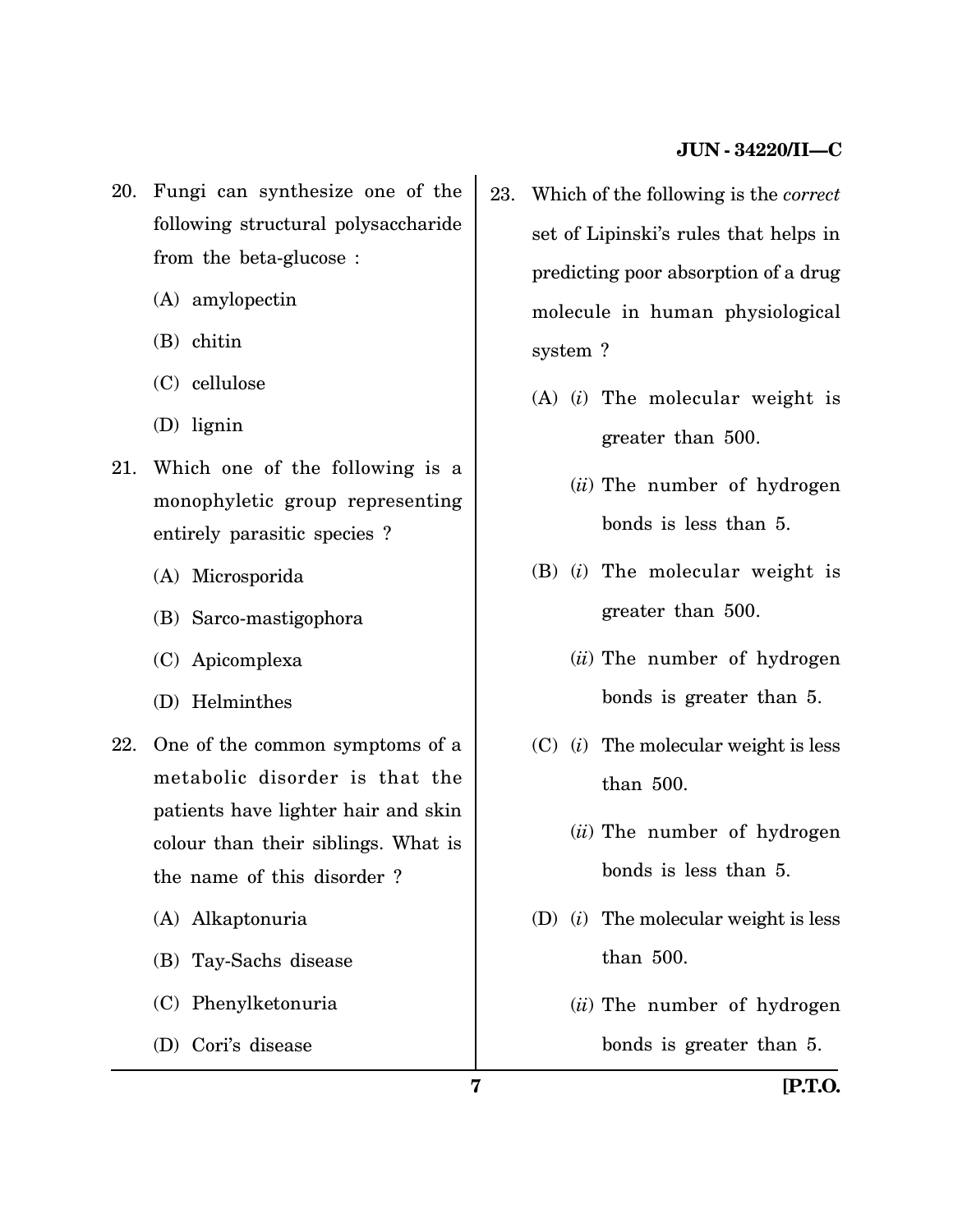20. Fungi can synthesize one of the following structural polysaccharide from the beta-glucose :

    (A) amylopectin

    (B) chitin

    (C) cellulose

    (D) lignin

21. Which one of the following is a monophyletic group representing entirely parasitic species ?

    (A) Microsporida

    (B) Sarco-mastigophora

    (C) Apicomplexa

    (D) Helminthes

22. One of the common symptoms of a metabolic disorder is that the patients have lighter hair and skin colour than their siblings. What is the name of this disorder ?

    (A) Alkaptonuria

    (B) Tay-Sachs disease

    (C) Phenylketonuria

    (D) Cori's disease

23. Which of the following is the *correct* set of Lipinski's rules that helps in predicting poor absorption of a drug molecule in human physiological system ?

    (A) (*i*) The molecular weight is greater than 500.

        (*ii*) The number of hydrogen bonds is less than 5.

    (B) (*i*) The molecular weight is greater than 500.

        (*ii*) The number of hydrogen bonds is greater than 5.

    (C) (*i*) The molecular weight is less than 500.

        (*ii*) The number of hydrogen bonds is less than 5.

    (D) (*i*) The molecular weight is less than 500.

        (*ii*) The number of hydrogen bonds is greater than 5.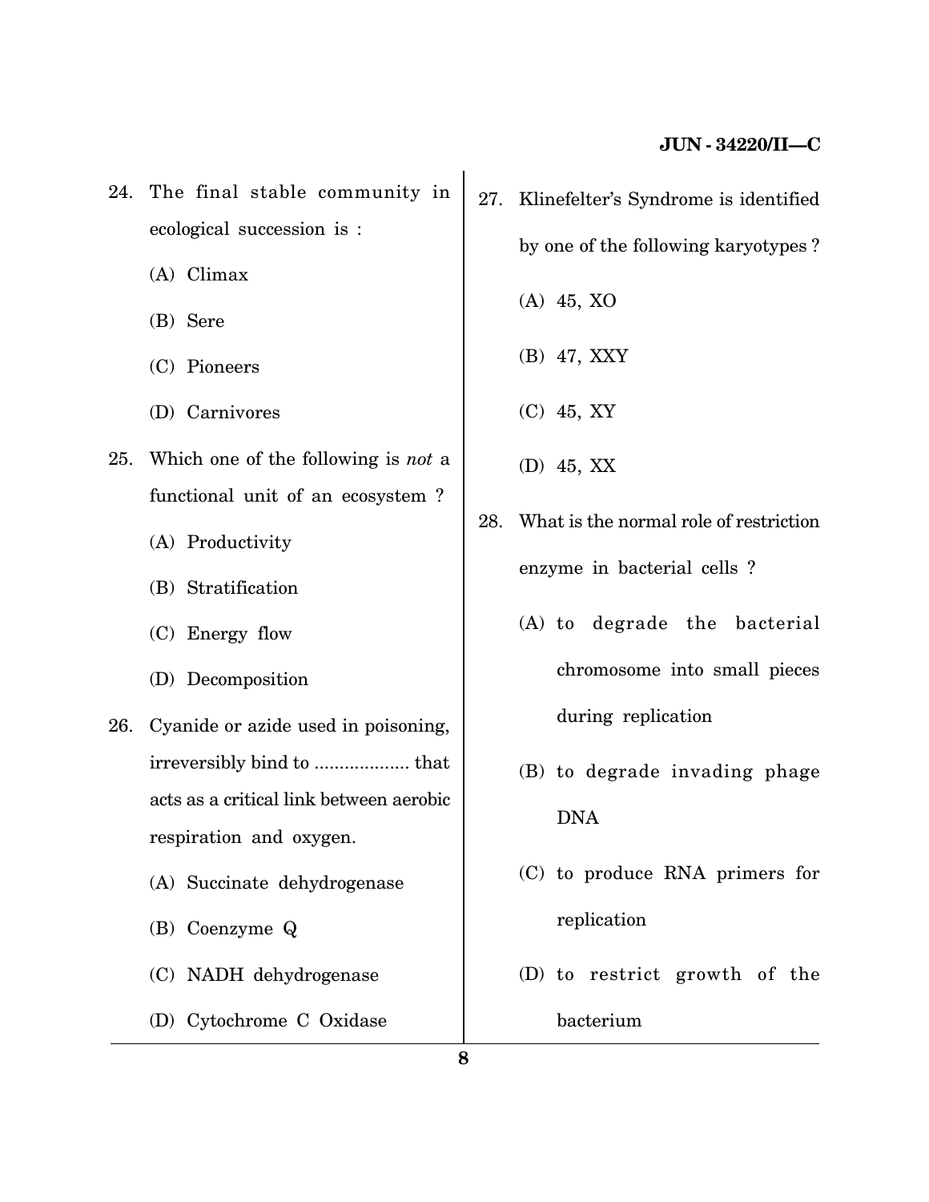24. The final stable community in ecological succession is :

    (A) Climax

    (B) Sere

    (C) Pioneers

    (D) Carnivores

25. Which one of the following is *not* a functional unit of an ecosystem ?

    (A) Productivity

    (B) Stratification

    (C) Energy flow

    (D) Decomposition

26. Cyanide or azide used in poisoning, irreversibly bind to .................. that acts as a critical link between aerobic respiration and oxygen.

    (A) Succinate dehydrogenase

    (B) Coenzyme Q

    (C) NADH dehydrogenase

    (D) Cytochrome C Oxidase

27. Klinefelter's Syndrome is identified by one of the following karyotypes ?

    (A) 45, XO

    (B) 47, XXY

    (C) 45, XY

    (D) 45, XX

28. What is the normal role of restriction enzyme in bacterial cells ?

    (A) to degrade the bacterial chromosome into small pieces during replication

    (B) to degrade invading phage DNA

    (C) to produce RNA primers for replication

    (D) to restrict growth of the bacterium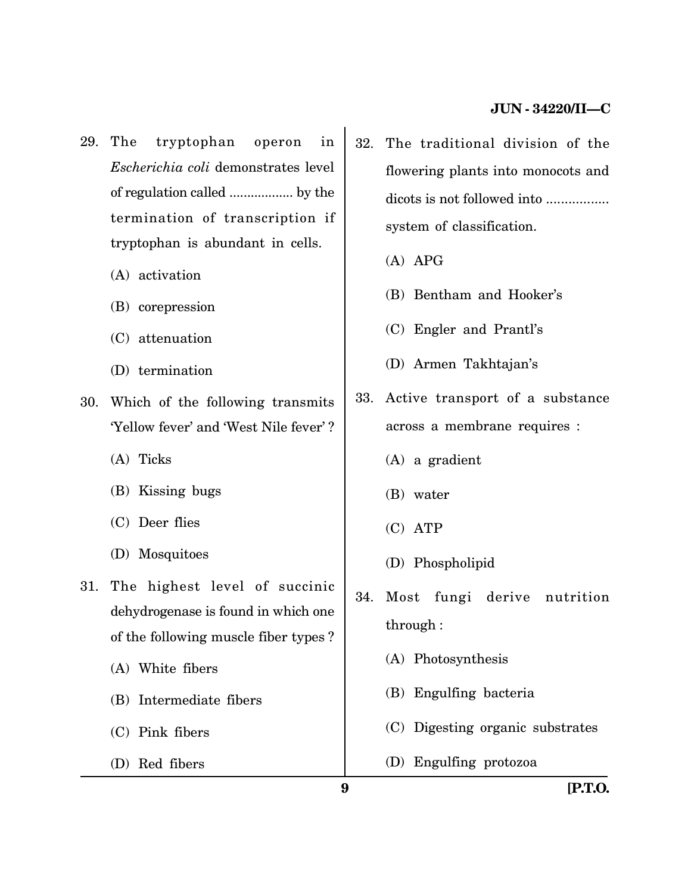29. The tryptophan operon in *Escherichia coli* demonstrates level of regulation called .................. by the termination of transcription if tryptophan is abundant in cells.

    (A) activation

    (B) corepression

    (C) attenuation

    (D) termination

30. Which of the following transmits 'Yellow fever' and 'West Nile fever' ?

    (A) Ticks

    (B) Kissing bugs

    (C) Deer flies

    (D) Mosquitoes

31. The highest level of succinic dehydrogenase is found in which one of the following muscle fiber types ?

    (A) White fibers

    (B) Intermediate fibers

    (C) Pink fibers

    (D) Red fibers

32. The traditional division of the flowering plants into monocots and dicots is not followed into ................. system of classification.

    (A) APG

    (B) Bentham and Hooker's

    (C) Engler and Prantl's

    (D) Armen Takhtajan's

33. Active transport of a substance across a membrane requires :

    (A) a gradient

    (B) water

    (C) ATP

    (D) Phospholipid

34. Most fungi derive nutrition through :

    (A) Photosynthesis

    (B) Engulfing bacteria

    (C) Digesting organic substrates

    (D) Engulfing protozoa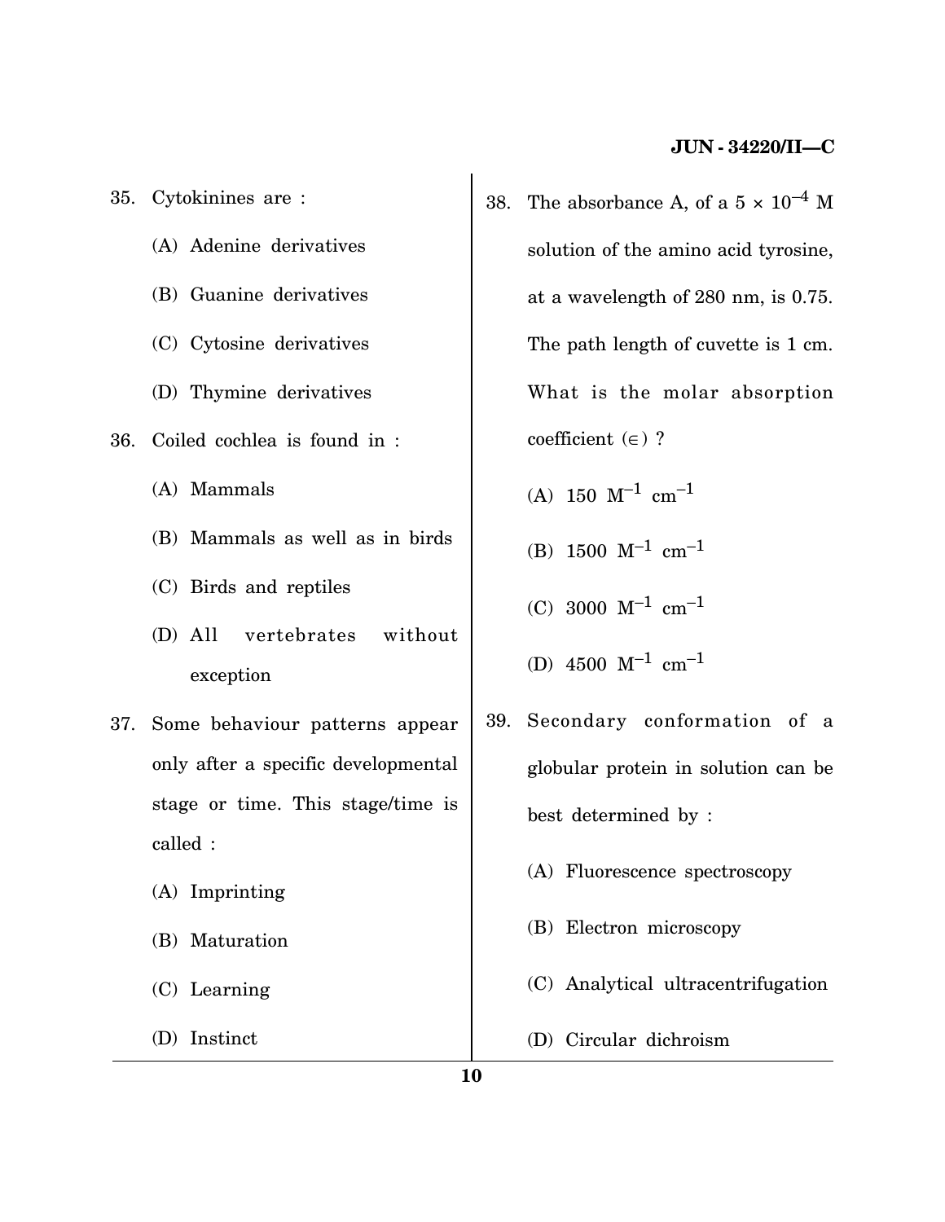35. Cytokinines are :

(A) Adenine derivatives

(B) Guanine derivatives

(C) Cytosine derivatives

(D) Thymine derivatives

36. Coiled cochlea is found in :

(A) Mammals

(B) Mammals as well as in birds

(C) Birds and reptiles

(D) All vertebrates without exception

37. Some behaviour patterns appear only after a specific developmental stage or time. This stage/time is called :

(A) Imprinting

(B) Maturation

(C) Learning

(D) Instinct

38. The absorbance A, of a $5 \times 10^{-4}$ M solution of the amino acid tyrosine, at a wavelength of 280 nm, is 0.75. The path length of cuvette is 1 cm. What is the molar absorption coefficient ($\in$) ?

(A) 150 $M^{-1}$ $cm^{-1}$

(B) 1500 $M^{-1}$ $cm^{-1}$

(C) 3000 $M^{-1}$ $cm^{-1}$

(D) 4500 $M^{-1}$ $cm^{-1}$

39. Secondary conformation of a globular protein in solution can be best determined by :

(A) Fluorescence spectroscopy

(B) Electron microscopy

(C) Analytical ultracentrifugation

(D) Circular dichroism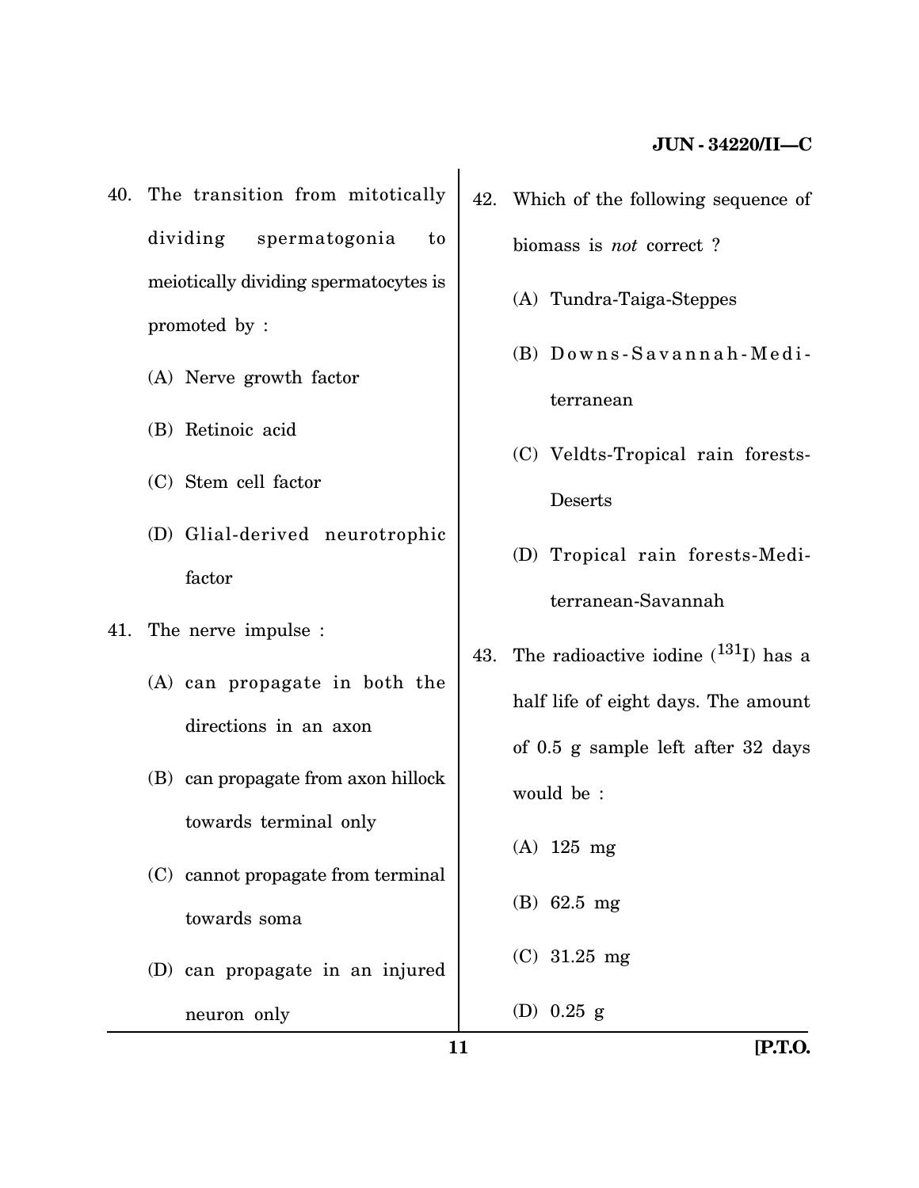40. The transition from mitotically dividing spermatogonia to meiotically dividing spermatocytes is promoted by :

    (A) Nerve growth factor

    (B) Retinoic acid

    (C) Stem cell factor

    (D) Glial-derived neurotrophic factor

41. The nerve impulse :

    (A) can propagate in both the directions in an axon

    (B) can propagate from axon hillock towards terminal only

    (C) cannot propagate from terminal towards soma

    (D) can propagate in an injured neuron only

42. Which of the following sequence of biomass is *not* correct ?

    (A) Tundra-Taiga-Steppes

    (B) Downs-Savannah-Mediterranean

    (C) Veldts-Tropical rain forests-Deserts

    (D) Tropical rain forests-Mediterranean-Savannah

43. The radioactive iodine ($^{131}I$) has a half life of eight days. The amount of 0.5 g sample left after 32 days would be :

    (A) 125 mg

    (B) 62.5 mg

    (C) 31.25 mg

    (D) 0.25 g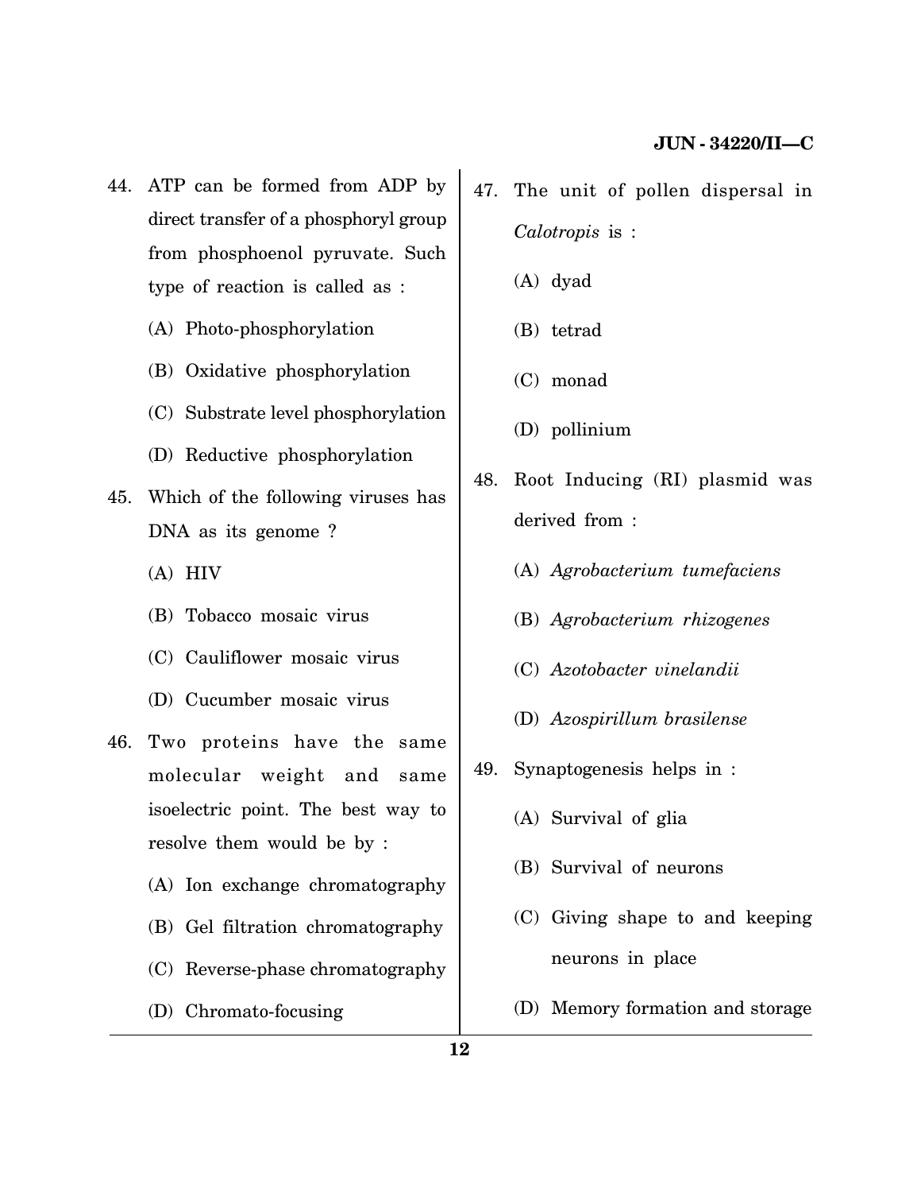44. ATP can be formed from ADP by direct transfer of a phosphoryl group from phosphoenol pyruvate. Such type of reaction is called as :

(A) Photo-phosphorylation

(B) Oxidative phosphorylation

(C) Substrate level phosphorylation

(D) Reductive phosphorylation

45. Which of the following viruses has DNA as its genome ?

(A) HIV

(B) Tobacco mosaic virus

(C) Cauliflower mosaic virus

(D) Cucumber mosaic virus

46. Two proteins have the same molecular weight and same isoelectric point. The best way to resolve them would be by :

(A) Ion exchange chromatography

(B) Gel filtration chromatography

(C) Reverse-phase chromatography

(D) Chromato-focusing

47. The unit of pollen dispersal in *Calotropis* is :

(A) dyad

(B) tetrad

(C) monad

(D) pollinium

48. Root Inducing (RI) plasmid was derived from :

(A) *Agrobacterium tumefaciens*

(B) *Agrobacterium rhizogenes*

(C) *Azotobacter vinelandii*

(D) *Azospirillum brasilense*

49. Synaptogenesis helps in :

(A) Survival of glia

(B) Survival of neurons

(C) Giving shape to and keeping neurons in place

(D) Memory formation and storage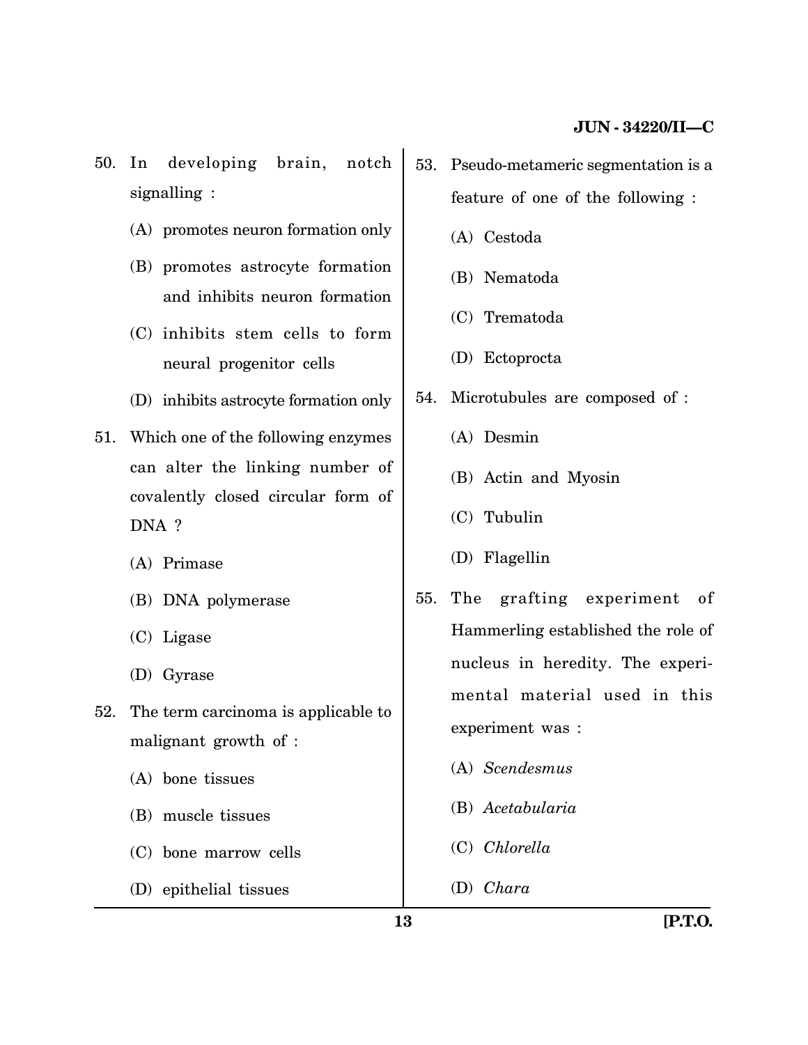50. In developing brain, notch signalling :

(A) promotes neuron formation only

(B) promotes astrocyte formation and inhibits neuron formation

(C) inhibits stem cells to form neural progenitor cells

(D) inhibits astrocyte formation only

51. Which one of the following enzymes can alter the linking number of covalently closed circular form of DNA ?

(A) Primase

(B) DNA polymerase

(C) Ligase

(D) Gyrase

52. The term carcinoma is applicable to malignant growth of :

(A) bone tissues

(B) muscle tissues

(C) bone marrow cells

(D) epithelial tissues

53. Pseudo-metameric segmentation is a feature of one of the following :

(A) Cestoda

(B) Nematoda

(C) Trematoda

(D) Ectoprocta

54. Microtubules are composed of :

(A) Desmin

(B) Actin and Myosin

(C) Tubulin

(D) Flagellin

55. The grafting experiment of Hammerling established the role of nucleus in heredity. The experimental material used in this experiment was :

(A) *Scendesmus*

(B) *Acetabularia*

(C) *Chlorella*

(D) *Chara*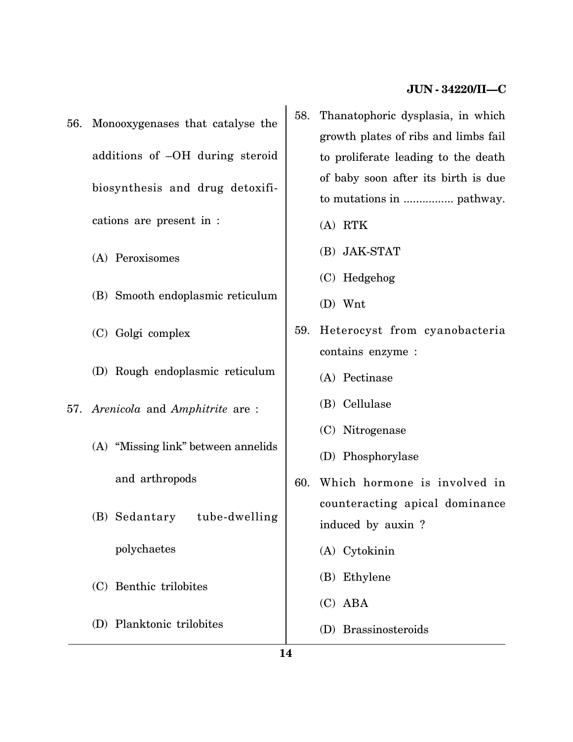56. Monooxygenases that catalyse the additions of –OH during steroid biosynthesis and drug detoxifications are present in :

    (A) Peroxisomes

    (B) Smooth endoplasmic reticulum

    (C) Golgi complex

    (D) Rough endoplasmic reticulum

57. *Arenicola* and *Amphitrite* are :

    (A) "Missing link" between annelids and arthropods

    (B) Sedantary tube-dwelling polychaetes

    (C) Benthic trilobites

    (D) Planktonic trilobites

58. Thanatophoric dysplasia, in which growth plates of ribs and limbs fail to proliferate leading to the death of baby soon after its birth is due to mutations in ................ pathway.

    (A) RTK

    (B) JAK-STAT

    (C) Hedgehog

    (D) Wnt

59. Heterocyst from cyanobacteria contains enzyme :

    (A) Pectinase

    (B) Cellulase

    (C) Nitrogenase

    (D) Phosphorylase

60. Which hormone is involved in counteracting apical dominance induced by auxin ?

    (A) Cytokinin

    (B) Ethylene

    (C) ABA

    (D) Brassinosteroids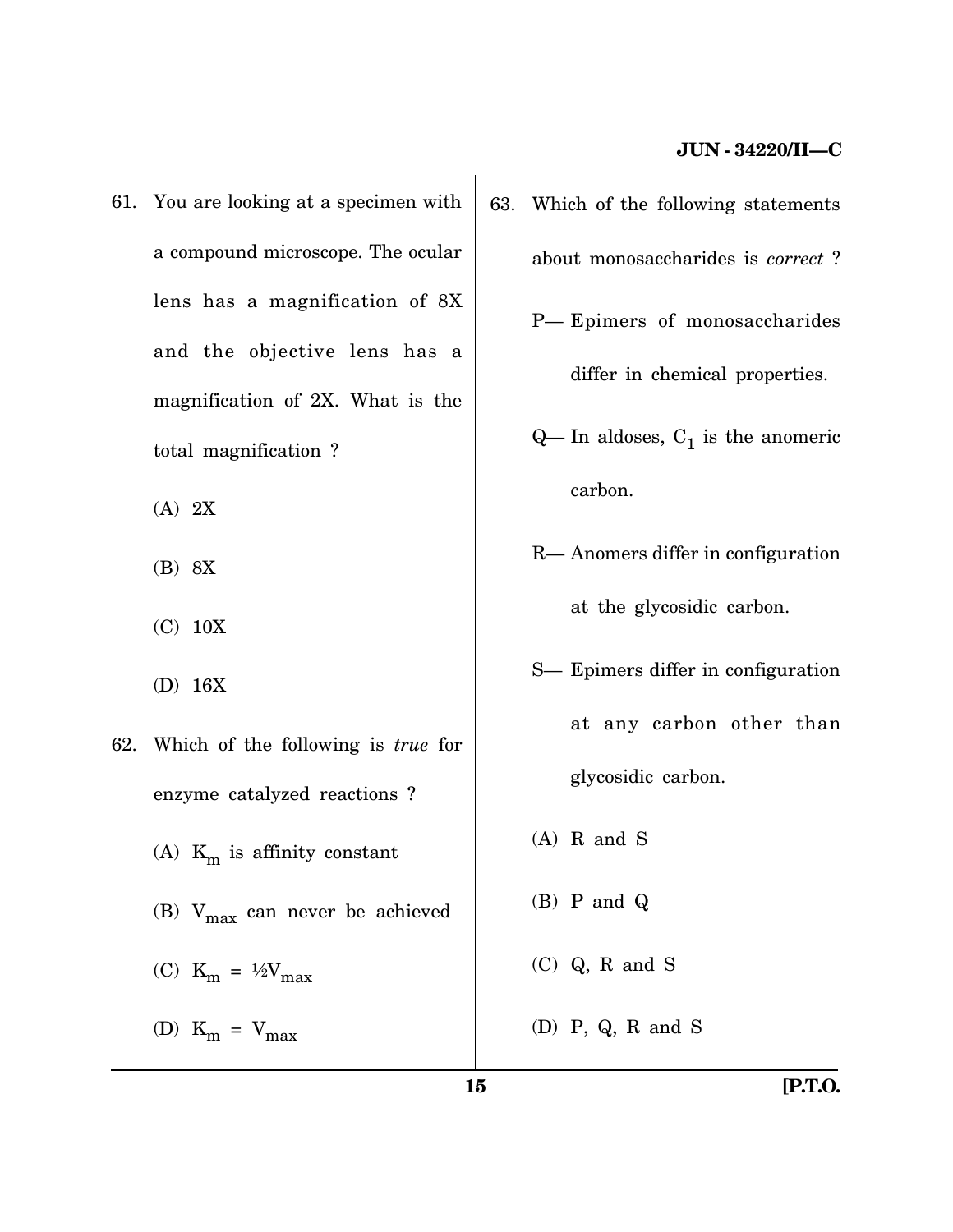61. You are looking at a specimen with a compound microscope. The ocular lens has a magnification of 8X and the objective lens has a magnification of 2X. What is the total magnification ?

    (A) 2X

    (B) 8X

    (C) 10X

    (D) 16X

62. Which of the following is *true* for enzyme catalyzed reactions ?

    (A) $K_m$ is affinity constant

    (B) $V_{max}$ can never be achieved

    (C) $K_m = ½V_{max}$

    (D) $K_m = V_{max}$

63. Which of the following statements about monosaccharides is *correct* ?

    P— Epimers of monosaccharides differ in chemical properties.

    Q— In aldoses, $C_1$ is the anomeric carbon.

    R— Anomers differ in configuration at the glycosidic carbon.

    S— Epimers differ in configuration at any carbon other than glycosidic carbon.

    (A) R and S

    (B) P and Q

    (C) Q, R and S

    (D) P, Q, R and S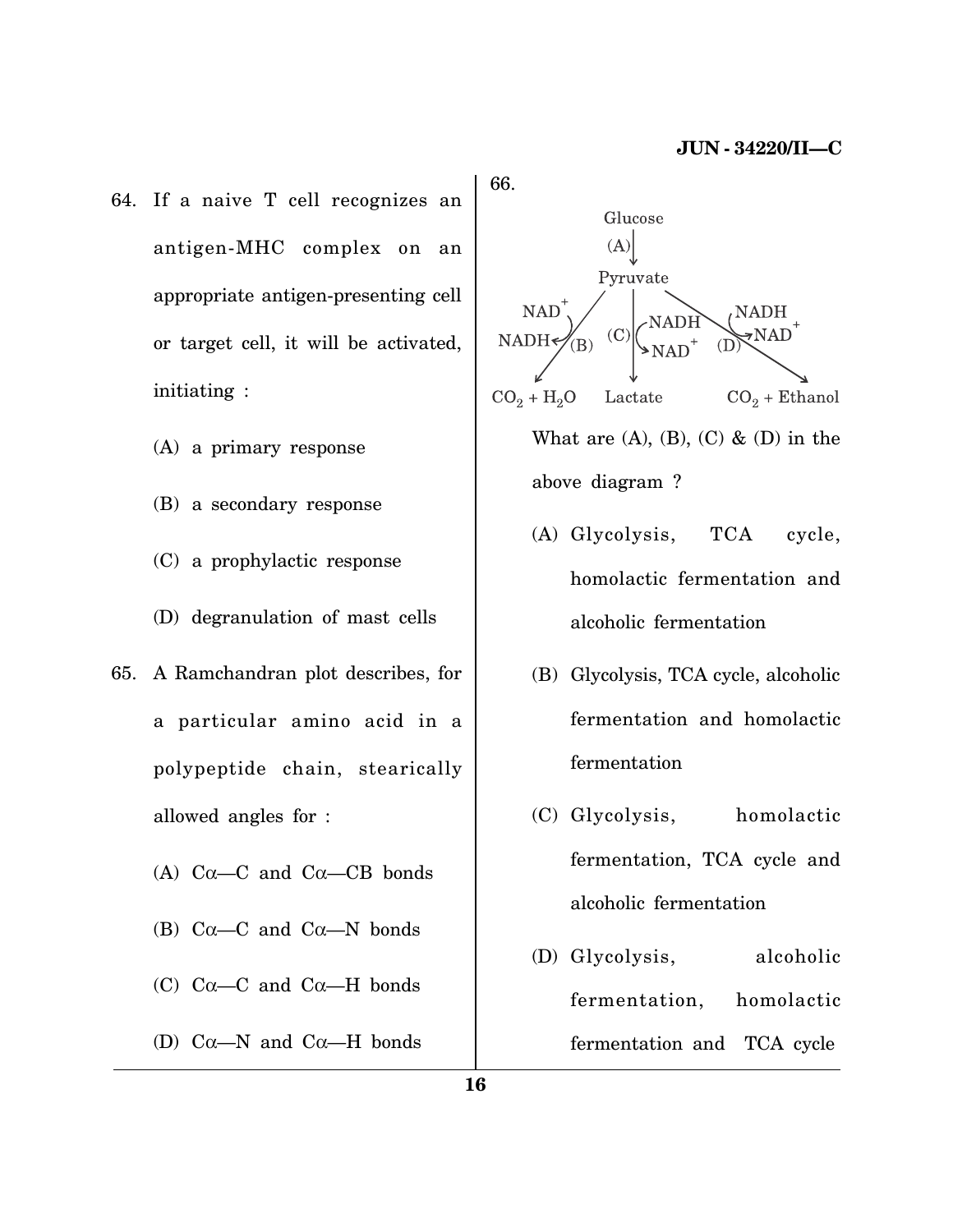64. If a naive T cell recognizes an antigen-MHC complex on an appropriate antigen-presenting cell or target cell, it will be activated, initiating :

(A) a primary response

(B) a secondary response

(C) a prophylactic response

(D) degranulation of mast cells

65. A Ramchandran plot describes, for a particular amino acid in a polypeptide chain, stearically allowed angles for :

(A) Cα—C and Cα—CB bonds

(B) Cα—C and Cα—N bonds

(C) Cα—C and Cα—H bonds

(D) Cα—N and Cα—H bonds

66.

Glucose

(A)

Pyruvate

$NAD^+$

NADH

(B)

(C)

NADH

$NAD^+$

NADH

$NAD^+$

(D)

$CO_2 + H_2O$

Lactate

$CO_2$ + Ethanol

What are (A), (B), (C) & (D) in the above diagram ?

(A) Glycolysis, TCA cycle, homolactic fermentation and alcoholic fermentation

(B) Glycolysis, TCA cycle, alcoholic fermentation and homolactic fermentation

(C) Glycolysis, homolactic fermentation, TCA cycle and alcoholic fermentation

(D) Glycolysis, alcoholic fermentation, homolactic fermentation and TCA cycle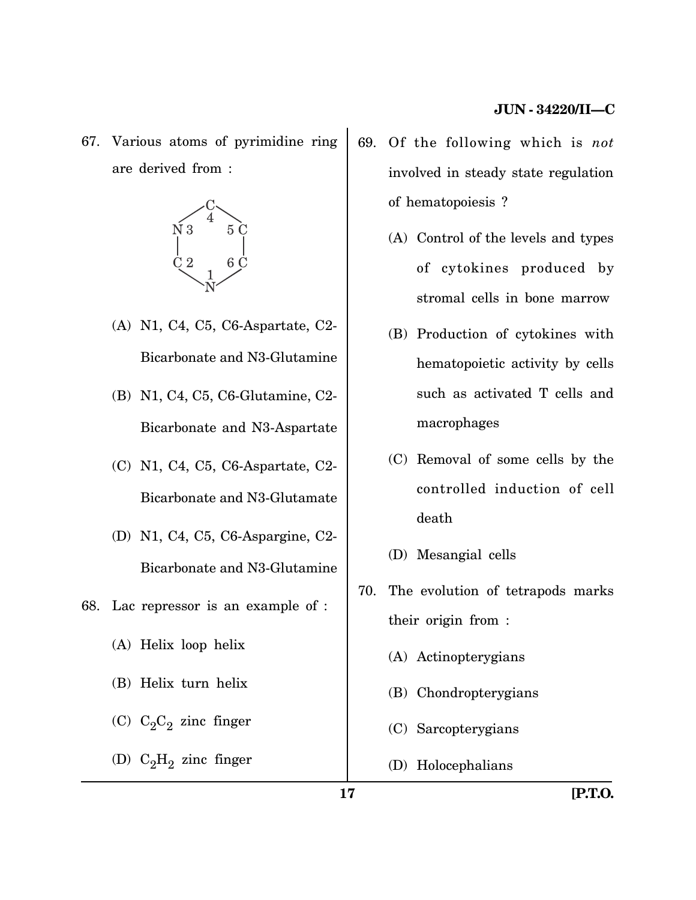67. Various atoms of pyrimidine ring are derived from :

```
        C
        4
  N 3       5 C
  |           |
  C 2       6 C
        1
        N
```

(A) N1, C4, C5, C6-Aspartate, C2-Bicarbonate and N3-Glutamine

(B) N1, C4, C5, C6-Glutamine, C2-Bicarbonate and N3-Aspartate

(C) N1, C4, C5, C6-Aspartate, C2-Bicarbonate and N3-Glutamate

(D) N1, C4, C5, C6-Aspargine, C2-Bicarbonate and N3-Glutamine

68. Lac repressor is an example of :

(A) Helix loop helix

(B) Helix turn helix

(C) $C_2C_2$ zinc finger

(D) $C_2H_2$ zinc finger

69. Of the following which is *not* involved in steady state regulation of hematopoiesis ?

(A) Control of the levels and types of cytokines produced by stromal cells in bone marrow

(B) Production of cytokines with hematopoietic activity by cells such as activated T cells and macrophages

(C) Removal of some cells by the controlled induction of cell death

(D) Mesangial cells

70. The evolution of tetrapods marks their origin from :

(A) Actinopterygians

(B) Chondropterygians

(C) Sarcopterygians

(D) Holocephalians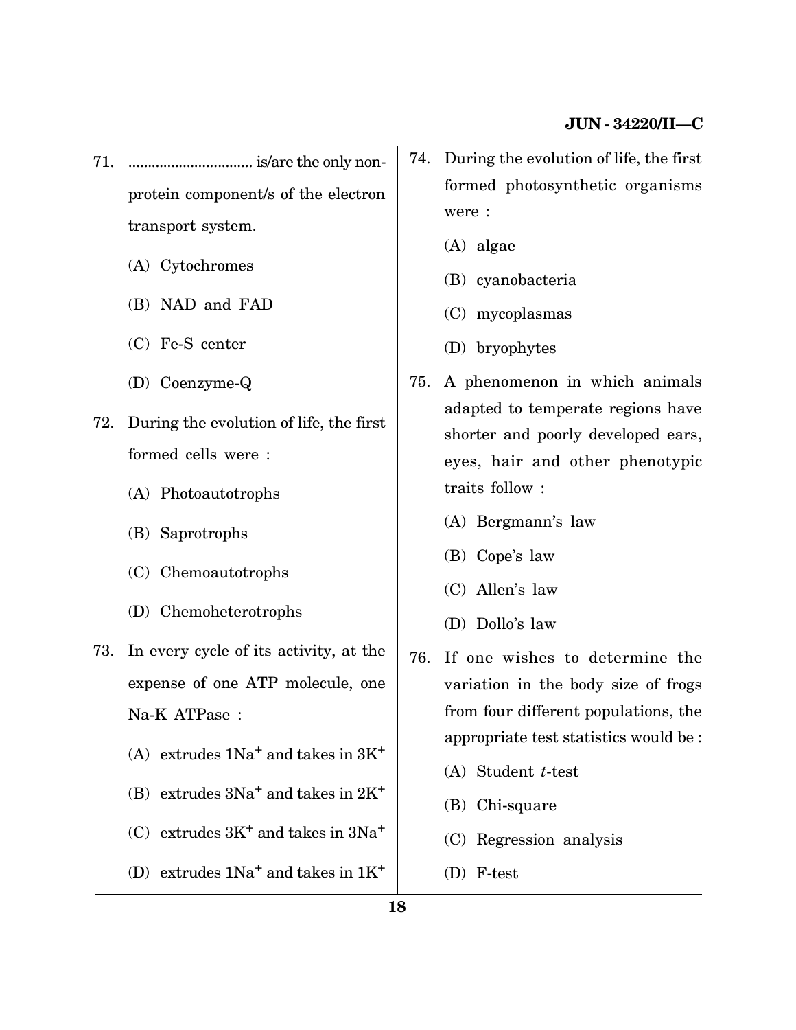71. ............................... is/are the only non-protein component/s of the electron transport system.

(A) Cytochromes

(B) NAD and FAD

(C) Fe-S center

(D) Coenzyme-Q

72. During the evolution of life, the first formed cells were :

(A) Photoautotrophs

(B) Saprotrophs

(C) Chemoautotrophs

(D) Chemoheterotrophs

73. In every cycle of its activity, at the expense of one ATP molecule, one Na-K ATPase :

(A) extrudes $1Na^+$ and takes in $3K^+$

(B) extrudes $3Na^+$ and takes in $2K^+$

(C) extrudes $3K^+$ and takes in $3Na^+$

(D) extrudes $1Na^+$ and takes in $1K^+$

74. During the evolution of life, the first formed photosynthetic organisms were :

(A) algae

(B) cyanobacteria

(C) mycoplasmas

(D) bryophytes

75. A phenomenon in which animals adapted to temperate regions have shorter and poorly developed ears, eyes, hair and other phenotypic traits follow :

(A) Bergmann's law

(B) Cope's law

(C) Allen's law

(D) Dollo's law

76. If one wishes to determine the variation in the body size of frogs from four different populations, the appropriate test statistics would be :

(A) Student *t*-test

(B) Chi-square

(C) Regression analysis

(D) F-test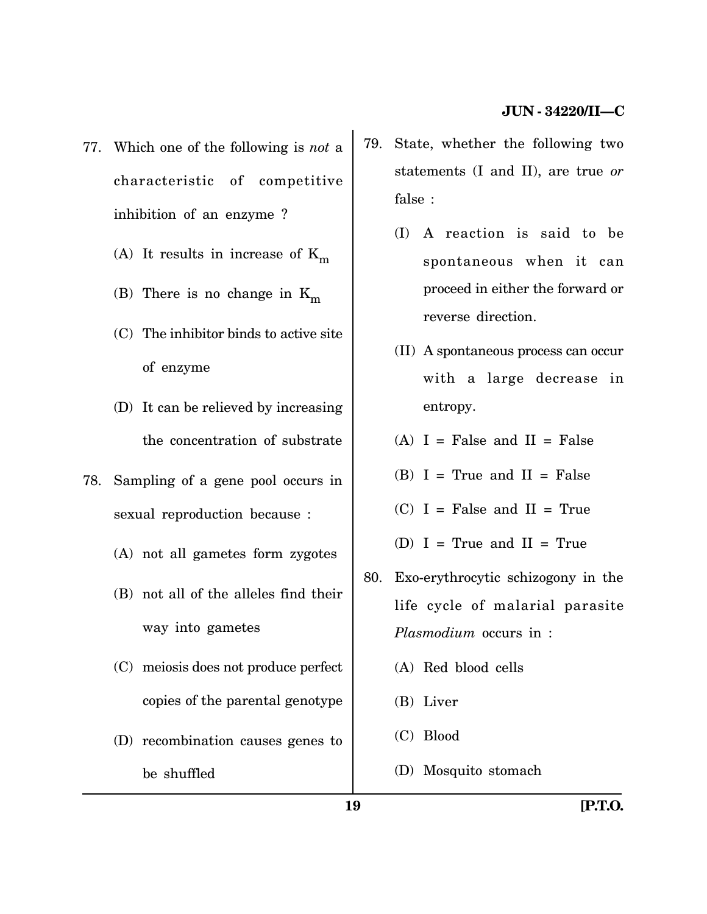77. Which one of the following is *not* a characteristic of competitive inhibition of an enzyme ?

(A) It results in increase of $K_m$

(B) There is no change in $K_m$

(C) The inhibitor binds to active site of enzyme

(D) It can be relieved by increasing the concentration of substrate

78. Sampling of a gene pool occurs in sexual reproduction because :

(A) not all gametes form zygotes

(B) not all of the alleles find their way into gametes

(C) meiosis does not produce perfect copies of the parental genotype

(D) recombination causes genes to be shuffled

79. State, whether the following two statements (I and II), are true *or* false :

(I) A reaction is said to be spontaneous when it can proceed in either the forward or reverse direction.

(II) A spontaneous process can occur with a large decrease in entropy.

(A) I = False and II = False

(B) I = True and II = False

(C) I = False and II = True

(D) I = True and II = True

80. Exo-erythrocytic schizogony in the life cycle of malarial parasite *Plasmodium* occurs in :

(A) Red blood cells

(B) Liver

(C) Blood

(D) Mosquito stomach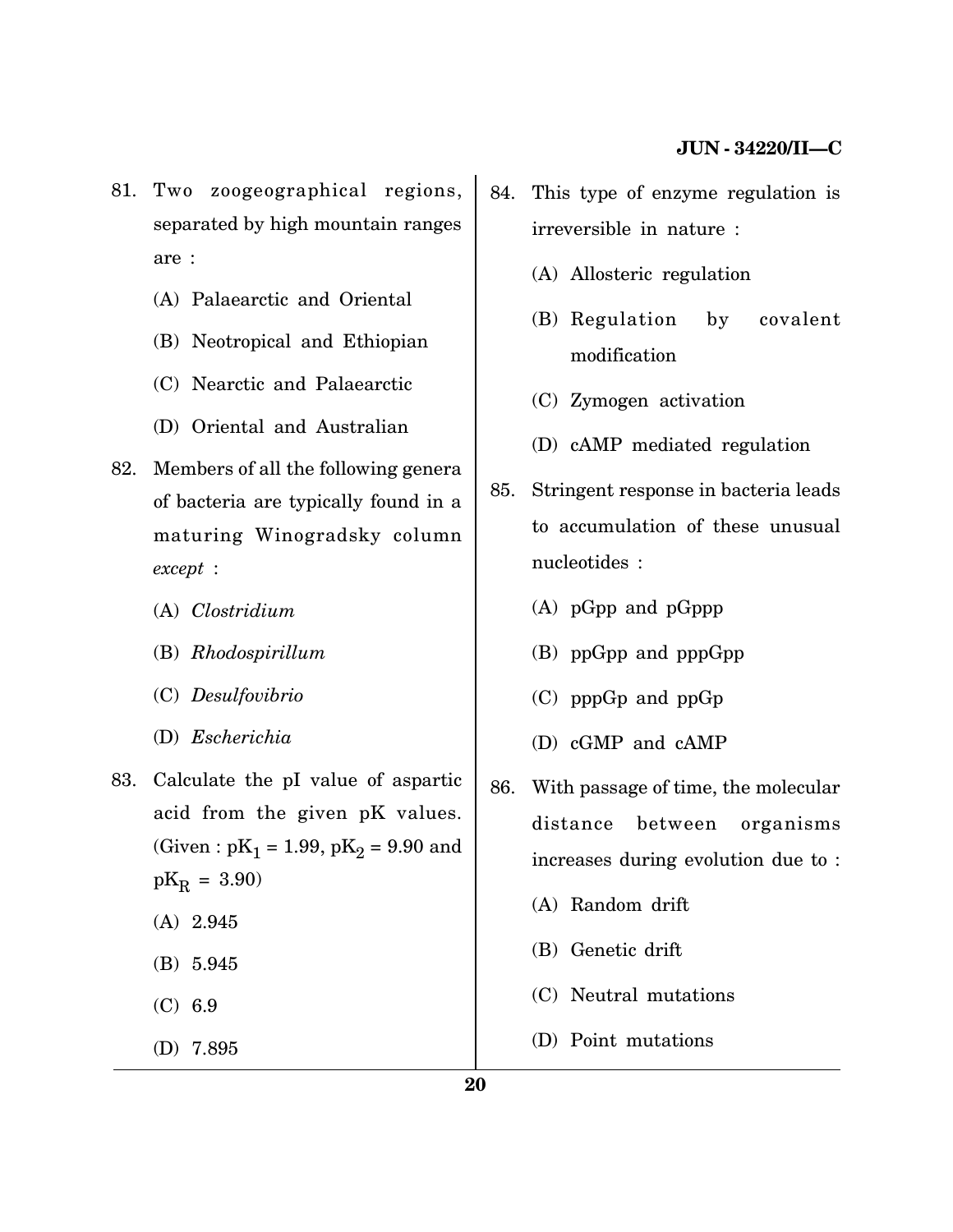81. Two zoogeographical regions, separated by high mountain ranges are :

(A) Palaearctic and Oriental

(B) Neotropical and Ethiopian

(C) Nearctic and Palaearctic

(D) Oriental and Australian

82. Members of all the following genera of bacteria are typically found in a maturing Winogradsky column *except* :

(A) *Clostridium*

(B) *Rhodospirillum*

(C) *Desulfovibrio*

(D) *Escherichia*

83. Calculate the pI value of aspartic acid from the given pK values. (Given : $pK_1 = 1.99$, $pK_2 = 9.90$ and $pK_R = 3.90$)

(A) 2.945

(B) 5.945

(C) 6.9

(D) 7.895

84. This type of enzyme regulation is irreversible in nature :

(A) Allosteric regulation

(B) Regulation by covalent modification

(C) Zymogen activation

(D) cAMP mediated regulation

85. Stringent response in bacteria leads to accumulation of these unusual nucleotides :

(A) pGpp and pGppp

(B) ppGpp and pppGpp

(C) pppGp and ppGp

(D) cGMP and cAMP

86. With passage of time, the molecular distance between organisms increases during evolution due to :

(A) Random drift

(B) Genetic drift

(C) Neutral mutations

(D) Point mutations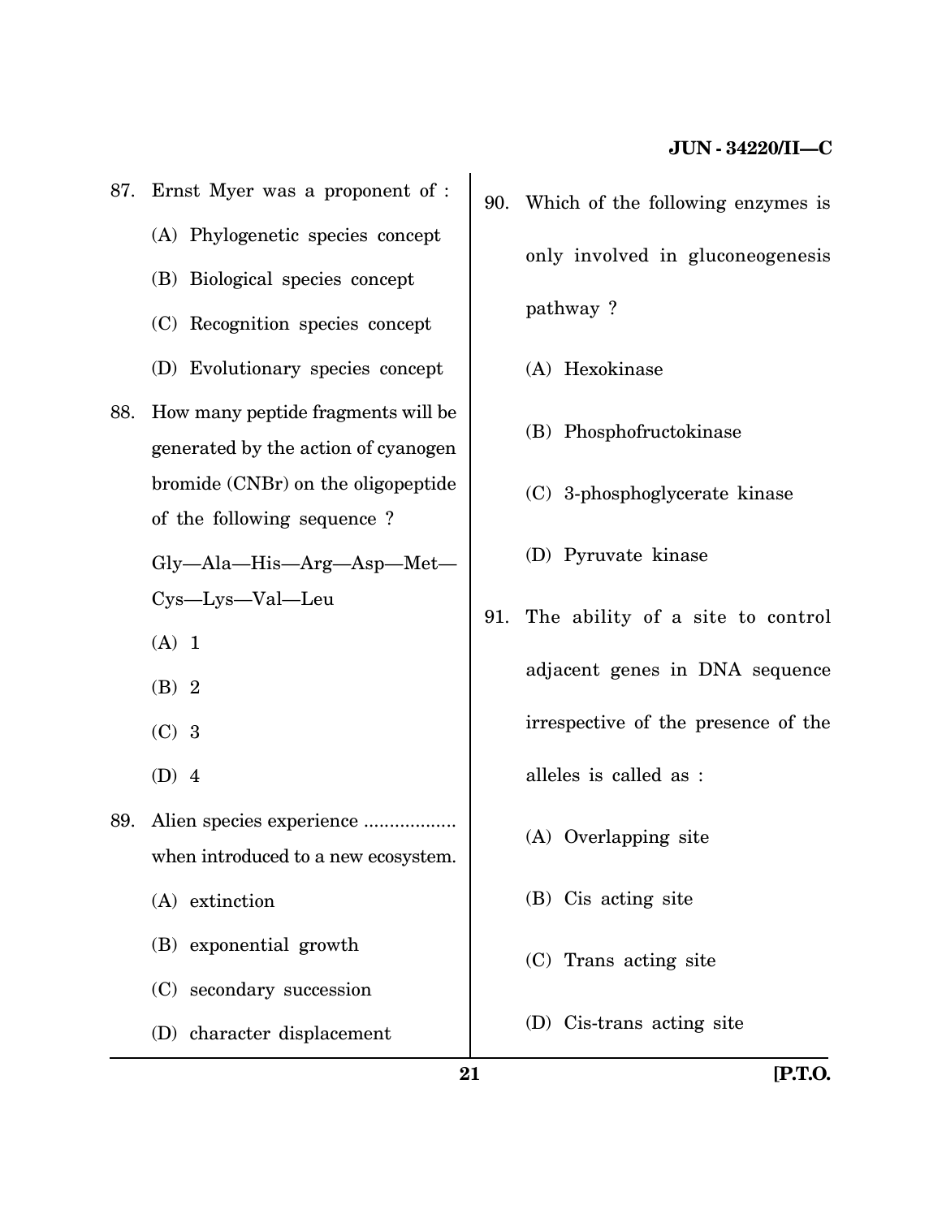87. Ernst Myer was a proponent of :

(A) Phylogenetic species concept

(B) Biological species concept

(C) Recognition species concept

(D) Evolutionary species concept

88. How many peptide fragments will be generated by the action of cyanogen bromide (CNBr) on the oligopeptide of the following sequence ?

Gly—Ala—His—Arg—Asp—Met—Cys—Lys—Val—Leu

(A) 1

(B) 2

(C) 3

(D) 4

89. Alien species experience .................. when introduced to a new ecosystem.

(A) extinction

(B) exponential growth

(C) secondary succession

(D) character displacement

90. Which of the following enzymes is only involved in gluconeogenesis pathway ?

(A) Hexokinase

(B) Phosphofructokinase

(C) 3-phosphoglycerate kinase

(D) Pyruvate kinase

91. The ability of a site to control adjacent genes in DNA sequence irrespective of the presence of the alleles is called as :

(A) Overlapping site

(B) Cis acting site

(C) Trans acting site

(D) Cis-trans acting site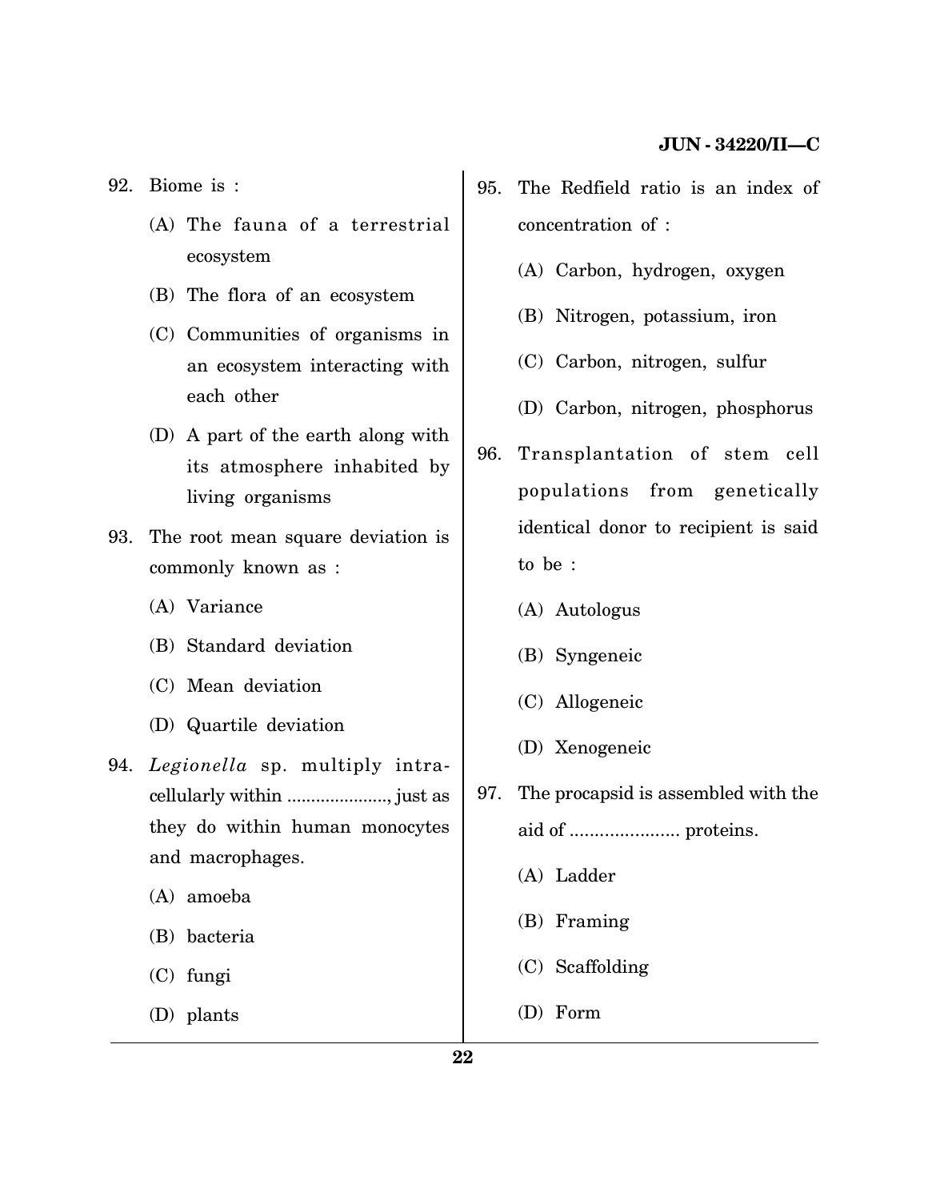92. Biome is :

(A) The fauna of a terrestrial ecosystem

(B) The flora of an ecosystem

(C) Communities of organisms in an ecosystem interacting with each other

(D) A part of the earth along with its atmosphere inhabited by living organisms

93. The root mean square deviation is commonly known as :

(A) Variance

(B) Standard deviation

(C) Mean deviation

(D) Quartile deviation

94. *Legionella* sp. multiply intracellularly within ...................., just as they do within human monocytes and macrophages.

(A) amoeba

(B) bacteria

(C) fungi

(D) plants

95. The Redfield ratio is an index of concentration of :

(A) Carbon, hydrogen, oxygen

(B) Nitrogen, potassium, iron

(C) Carbon, nitrogen, sulfur

(D) Carbon, nitrogen, phosphorus

96. Transplantation of stem cell populations from genetically identical donor to recipient is said to be :

(A) Autologus

(B) Syngeneic

(C) Allogeneic

(D) Xenogeneic

97. The procapsid is assembled with the aid of ..................... proteins.

(A) Ladder

(B) Framing

(C) Scaffolding

(D) Form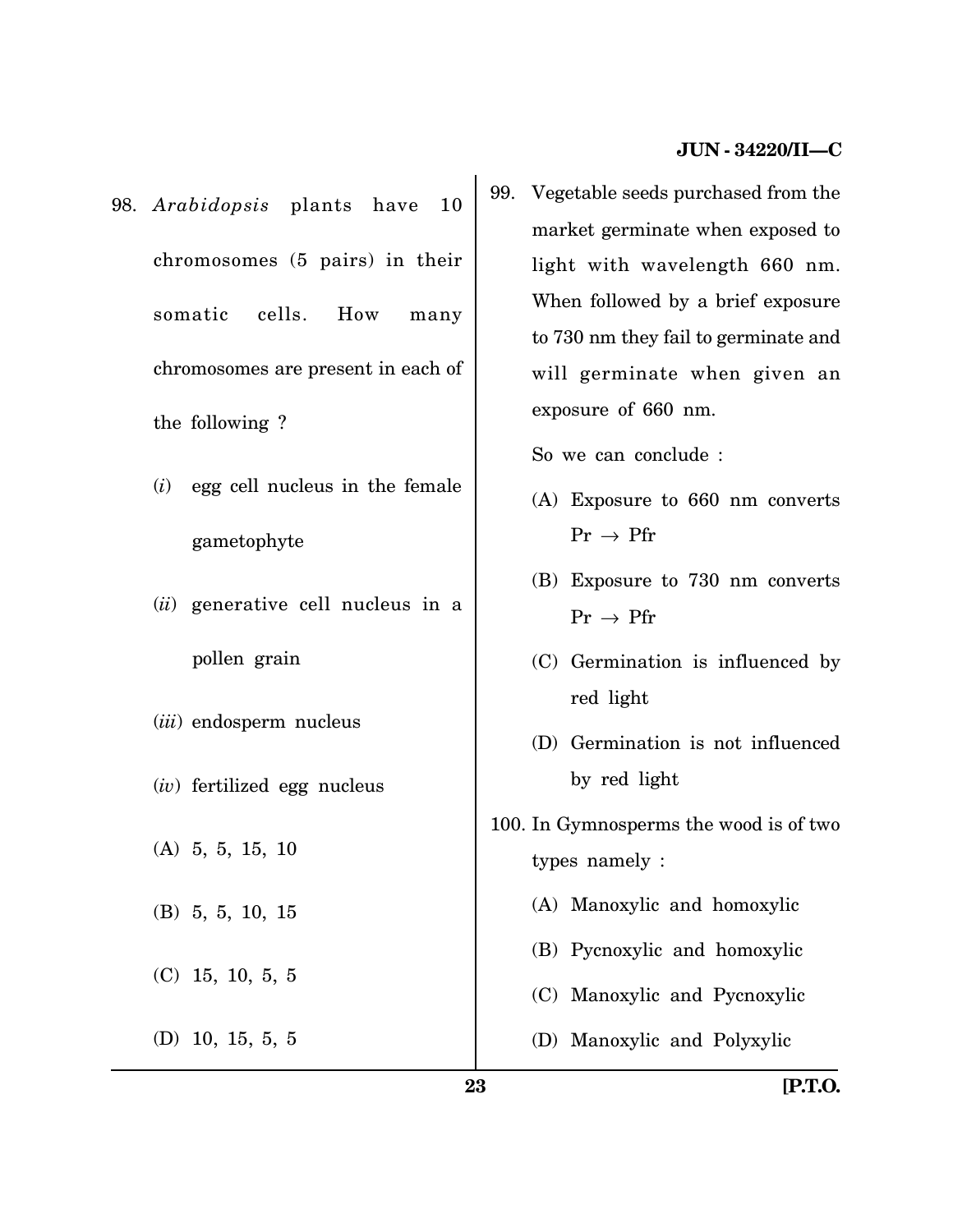98. *Arabidopsis* plants have 10 chromosomes (5 pairs) in their somatic cells. How many chromosomes are present in each of the following ?

    (*i*) egg cell nucleus in the female gametophyte

    (*ii*) generative cell nucleus in a pollen grain

    (*iii*) endosperm nucleus

    (*iv*) fertilized egg nucleus

    (A) 5, 5, 15, 10

    (B) 5, 5, 10, 15

    (C) 15, 10, 5, 5

    (D) 10, 15, 5, 5

99. Vegetable seeds purchased from the market germinate when exposed to light with wavelength 660 nm. When followed by a brief exposure to 730 nm they fail to germinate and will germinate when given an exposure of 660 nm.

    So we can conclude :

    (A) Exposure to 660 nm converts Pr $\rightarrow$ Pfr

    (B) Exposure to 730 nm converts Pr $\rightarrow$ Pfr

    (C) Germination is influenced by red light

    (D) Germination is not influenced by red light

100. In Gymnosperms the wood is of two types namely :

    (A) Manoxylic and homoxylic

    (B) Pycnoxylic and homoxylic

    (C) Manoxylic and Pycnoxylic

    (D) Manoxylic and Polyxylic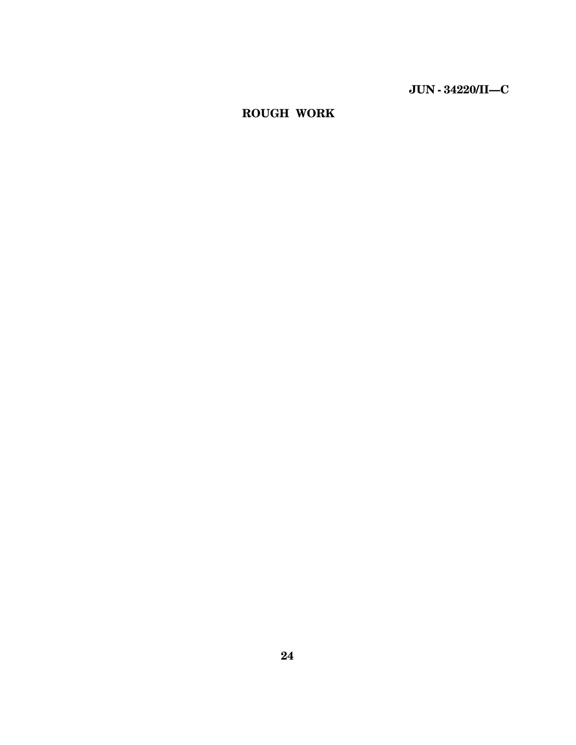## ROUGH WORK